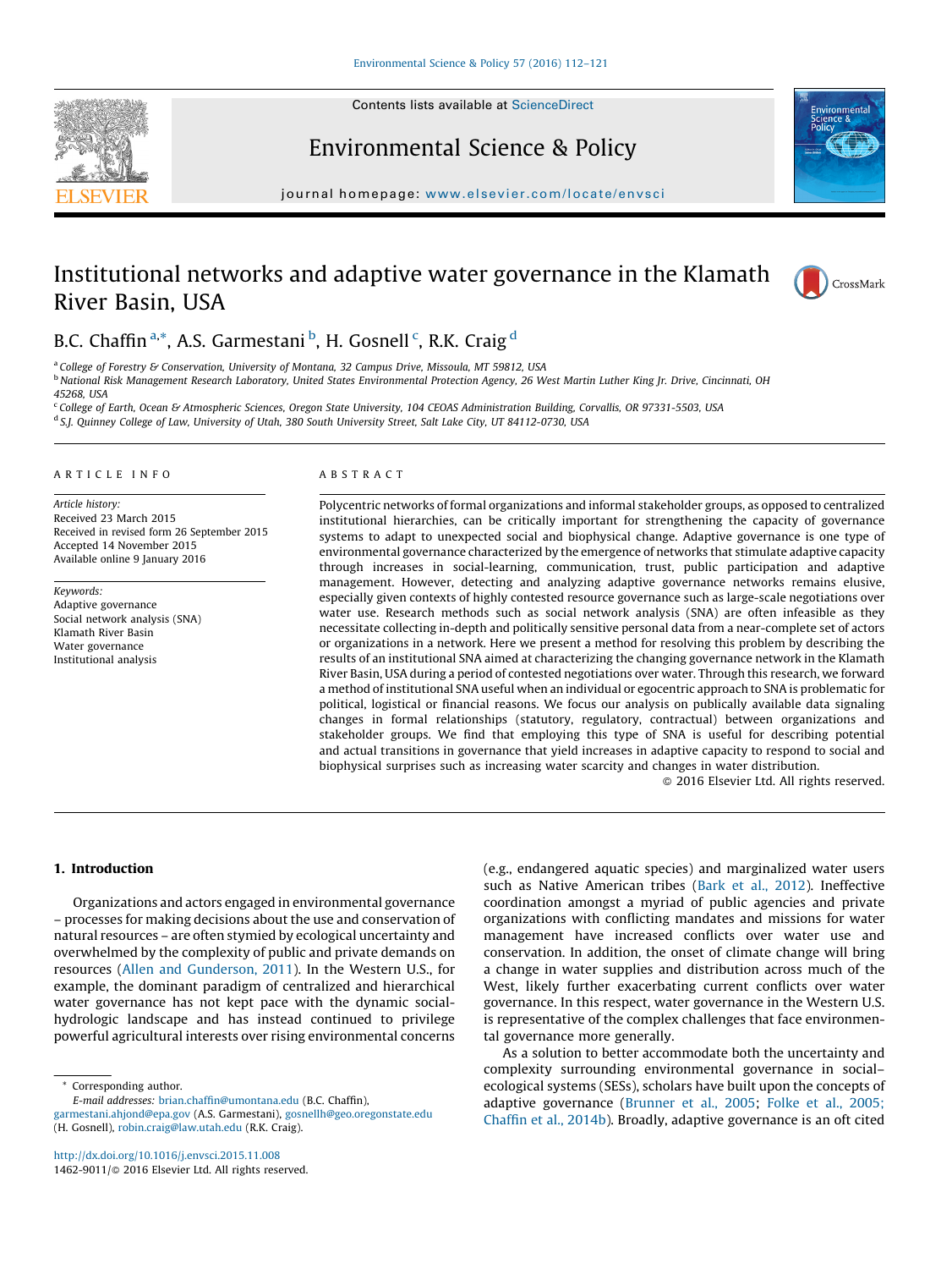# Institutional networks and adaptive water governance in the Klamath River Basin, USA

B.C. Chaffin [a,*], A.S. Garmestani [b], H. Gosnell [c], R.K. Craig [d]

[a] College of Forestry & Conservation, University of Montana, 32 Campus Drive, Missoula, MT 59812, USA
[b] National Risk Management Research Laboratory, United States Environmental Protection Agency, 26 West Martin Luther King Jr. Drive, Cincinnati, OH 45268, USA
[c] College of Earth, Ocean & Atmospheric Sciences, Oregon State University, 104 CEOAS Administration Building, Corvallis, OR 97331-5503, USA
[d] S.J. Quinney College of Law, University of Utah, 380 South University Street, Salt Lake City, UT 84112-0730, USA

## ARTICLE INFO

*Article history:*
Received 23 March 2015
Received in revised form 26 September 2015
Accepted 14 November 2015
Available online 9 January 2016

*Keywords:*
Adaptive governance
Social network analysis (SNA)
Klamath River Basin
Water governance
Institutional analysis

## ABSTRACT

Polycentric networks of formal organizations and informal stakeholder groups, as opposed to centralized institutional hierarchies, can be critically important for strengthening the capacity of governance systems to adapt to unexpected social and biophysical change. Adaptive governance is one type of environmental governance characterized by the emergence of networks that stimulate adaptive capacity through increases in social-learning, communication, trust, public participation and adaptive management. However, detecting and analyzing adaptive governance networks remains elusive, especially given contexts of highly contested resource governance such as large-scale negotiations over water use. Research methods such as social network analysis (SNA) are often infeasible as they necessitate collecting in-depth and politically sensitive personal data from a near-complete set of actors or organizations in a network. Here we present a method for resolving this problem by describing the results of an institutional SNA aimed at characterizing the changing governance network in the Klamath River Basin, USA during a period of contested negotiations over water. Through this research, we forward a method of institutional SNA useful when an individual or egocentric approach to SNA is problematic for political, logistical or financial reasons. We focus our analysis on publically available data signaling changes in formal relationships (statutory, regulatory, contractual) between organizations and stakeholder groups. We find that employing this type of SNA is useful for describing potential and actual transitions in governance that yield increases in adaptive capacity to respond to social and biophysical surprises such as increasing water scarcity and changes in water distribution.

© 2016 Elsevier Ltd. All rights reserved.

## 1. Introduction

Organizations and actors engaged in environmental governance – processes for making decisions about the use and conservation of natural resources – are often stymied by ecological uncertainty and overwhelmed by the complexity of public and private demands on resources (Allen and Gunderson, 2011). In the Western U.S., for example, the dominant paradigm of centralized and hierarchical water governance has not kept pace with the dynamic social-hydrologic landscape and has instead continued to privilege powerful agricultural interests over rising environmental concerns (e.g., endangered aquatic species) and marginalized water users such as Native American tribes (Bark et al., 2012). Ineffective coordination amongst a myriad of public agencies and private organizations with conflicting mandates and missions for water management have increased conflicts over water use and conservation. In addition, the onset of climate change will bring a change in water supplies and distribution across much of the West, likely further exacerbating current conflicts over water governance. In this respect, water governance in the Western U.S. is representative of the complex challenges that face environmental governance more generally.

As a solution to better accommodate both the uncertainty and complexity surrounding environmental governance in social–ecological systems (SESs), scholars have built upon the concepts of adaptive governance (Brunner et al., 2005; Folke et al., 2005; Chaffin et al., 2014b). Broadly, adaptive governance is an oft cited

---

* Corresponding author.
E-mail addresses: brian.chaffin@umontana.edu (B.C. Chaffin), garmestani.ahjond@epa.gov (A.S. Garmestani), gosnellh@geo.oregonstate.edu (H. Gosnell), robin.craig@law.utah.edu (R.K. Craig).

http://dx.doi.org/10.1016/j.envsci.2015.11.008
1462-9011/© 2016 Elsevier Ltd. All rights reserved.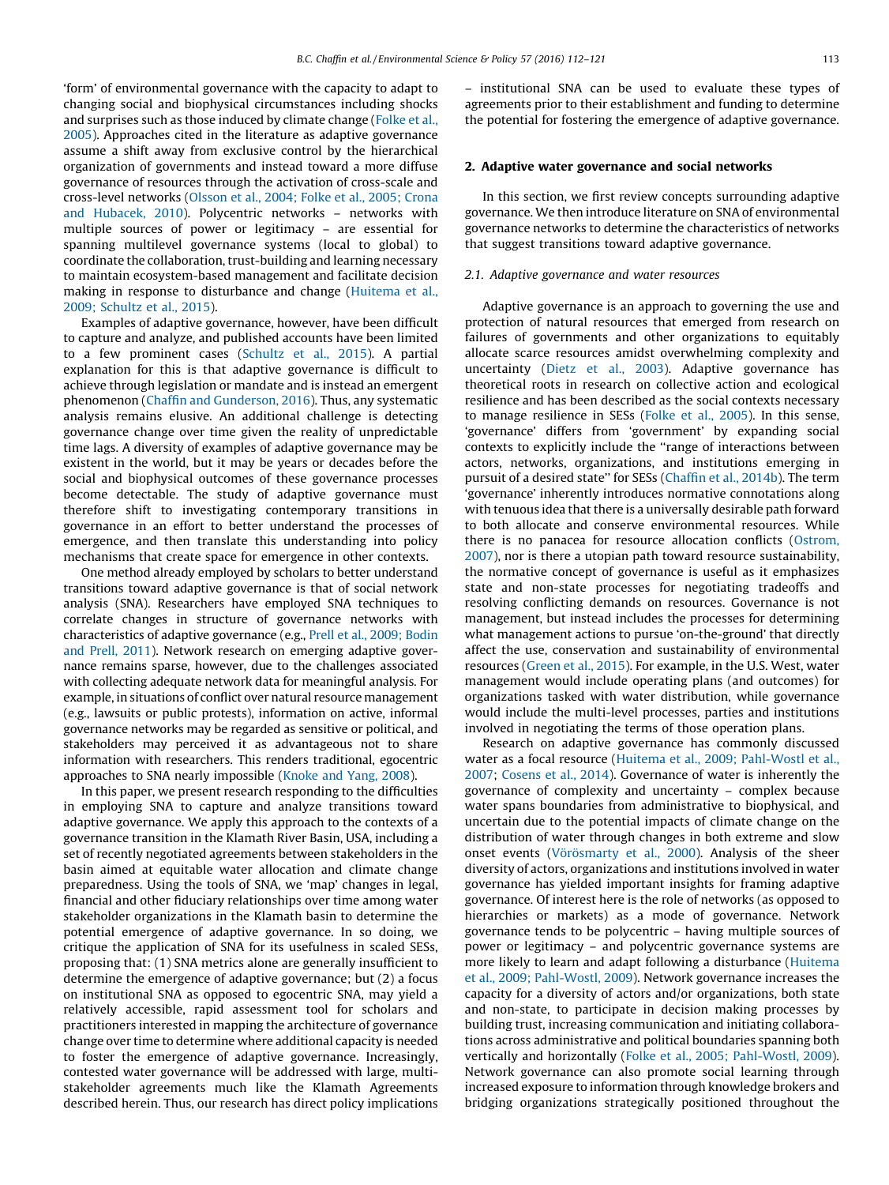'form' of environmental governance with the capacity to adapt to changing social and biophysical circumstances including shocks and surprises such as those induced by climate change (Folke et al., 2005). Approaches cited in the literature as adaptive governance assume a shift away from exclusive control by the hierarchical organization of governments and instead toward a more diffuse governance of resources through the activation of cross-scale and cross-level networks (Olsson et al., 2004; Folke et al., 2005; Crona and Hubacek, 2010). Polycentric networks – networks with multiple sources of power or legitimacy – are essential for spanning multilevel governance systems (local to global) to coordinate the collaboration, trust-building and learning necessary to maintain ecosystem-based management and facilitate decision making in response to disturbance and change (Huitema et al., 2009; Schultz et al., 2015).

Examples of adaptive governance, however, have been difficult to capture and analyze, and published accounts have been limited to a few prominent cases (Schultz et al., 2015). A partial explanation for this is that adaptive governance is difficult to achieve through legislation or mandate and is instead an emergent phenomenon (Chaffin and Gunderson, 2016). Thus, any systematic analysis remains elusive. An additional challenge is detecting governance change over time given the reality of unpredictable time lags. A diversity of examples of adaptive governance may be existent in the world, but it may be years or decades before the social and biophysical outcomes of these governance processes become detectable. The study of adaptive governance must therefore shift to investigating contemporary transitions in governance in an effort to better understand the processes of emergence, and then translate this understanding into policy mechanisms that create space for emergence in other contexts.

One method already employed by scholars to better understand transitions toward adaptive governance is that of social network analysis (SNA). Researchers have employed SNA techniques to correlate changes in structure of governance networks with characteristics of adaptive governance (e.g., Prell et al., 2009; Bodin and Prell, 2011). Network research on emerging adaptive governance remains sparse, however, due to the challenges associated with collecting adequate network data for meaningful analysis. For example, in situations of conflict over natural resource management (e.g., lawsuits or public protests), information on active, informal governance networks may be regarded as sensitive or political, and stakeholders may perceived it as advantageous not to share information with researchers. This renders traditional, egocentric approaches to SNA nearly impossible (Knoke and Yang, 2008).

In this paper, we present research responding to the difficulties in employing SNA to capture and analyze transitions toward adaptive governance. We apply this approach to the contexts of a governance transition in the Klamath River Basin, USA, including a set of recently negotiated agreements between stakeholders in the basin aimed at equitable water allocation and climate change preparedness. Using the tools of SNA, we 'map' changes in legal, financial and other fiduciary relationships over time among water stakeholder organizations in the Klamath basin to determine the potential emergence of adaptive governance. In so doing, we critique the application of SNA for its usefulness in scaled SESs, proposing that: (1) SNA metrics alone are generally insufficient to determine the emergence of adaptive governance; but (2) a focus on institutional SNA as opposed to egocentric SNA, may yield a relatively accessible, rapid assessment tool for scholars and practitioners interested in mapping the architecture of governance change over time to determine where additional capacity is needed to foster the emergence of adaptive governance. Increasingly, contested water governance will be addressed with large, multi-stakeholder agreements much like the Klamath Agreements described herein. Thus, our research has direct policy implications – institutional SNA can be used to evaluate these types of agreements prior to their establishment and funding to determine the potential for fostering the emergence of adaptive governance.

## 2. Adaptive water governance and social networks

In this section, we first review concepts surrounding adaptive governance. We then introduce literature on SNA of environmental governance networks to determine the characteristics of networks that suggest transitions toward adaptive governance.

### 2.1. Adaptive governance and water resources

Adaptive governance is an approach to governing the use and protection of natural resources that emerged from research on failures of governments and other organizations to equitably allocate scarce resources amidst overwhelming complexity and uncertainty (Dietz et al., 2003). Adaptive governance has theoretical roots in research on collective action and ecological resilience and has been described as the social contexts necessary to manage resilience in SESs (Folke et al., 2005). In this sense, 'governance' differs from 'government' by expanding social contexts to explicitly include the "range of interactions between actors, networks, organizations, and institutions emerging in pursuit of a desired state" for SESs (Chaffin et al., 2014b). The term 'governance' inherently introduces normative connotations along with tenuous idea that there is a universally desirable path forward to both allocate and conserve environmental resources. While there is no panacea for resource allocation conflicts (Ostrom, 2007), nor is there a utopian path toward resource sustainability, the normative concept of governance is useful as it emphasizes state and non-state processes for negotiating tradeoffs and resolving conflicting demands on resources. Governance is not management, but instead includes the processes for determining what management actions to pursue 'on-the-ground' that directly affect the use, conservation and sustainability of environmental resources (Green et al., 2015). For example, in the U.S. West, water management would include operating plans (and outcomes) for organizations tasked with water distribution, while governance would include the multi-level processes, parties and institutions involved in negotiating the terms of those operation plans.

Research on adaptive governance has commonly discussed water as a focal resource (Huitema et al., 2009; Pahl-Wostl et al., 2007; Cosens et al., 2014). Governance of water is inherently the governance of complexity and uncertainty – complex because water spans boundaries from administrative to biophysical, and uncertain due to the potential impacts of climate change on the distribution of water through changes in both extreme and slow onset events (Vörösmarty et al., 2000). Analysis of the sheer diversity of actors, organizations and institutions involved in water governance has yielded important insights for framing adaptive governance. Of interest here is the role of networks (as opposed to hierarchies or markets) as a mode of governance. Network governance tends to be polycentric – having multiple sources of power or legitimacy – and polycentric governance systems are more likely to learn and adapt following a disturbance (Huitema et al., 2009; Pahl-Wostl, 2009). Network governance increases the capacity for a diversity of actors and/or organizations, both state and non-state, to participate in decision making processes by building trust, increasing communication and initiating collaborations across administrative and political boundaries spanning both vertically and horizontally (Folke et al., 2005; Pahl-Wostl, 2009). Network governance can also promote social learning through increased exposure to information through knowledge brokers and bridging organizations strategically positioned throughout the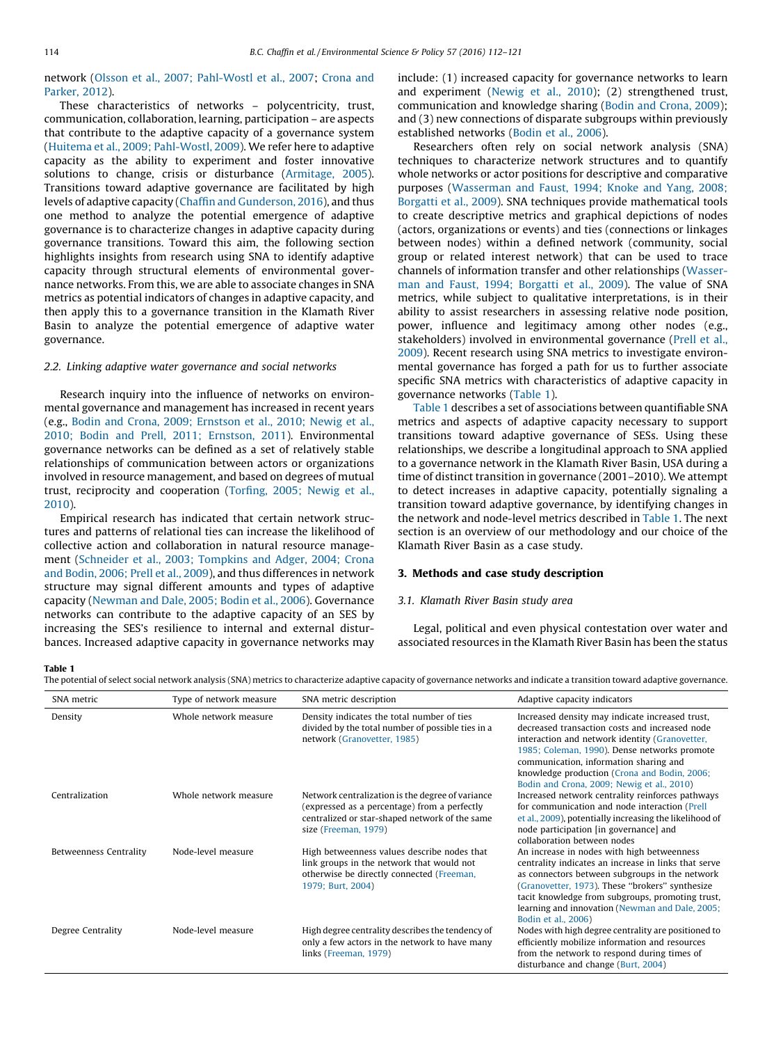network (Olsson et al., 2007; Pahl-Wostl et al., 2007; Crona and Parker, 2012).

These characteristics of networks – polycentricity, trust, communication, collaboration, learning, participation – are aspects that contribute to the adaptive capacity of a governance system (Huitema et al., 2009; Pahl-Wostl, 2009). We refer here to adaptive capacity as the ability to experiment and foster innovative solutions to change, crisis or disturbance (Armitage, 2005). Transitions toward adaptive governance are facilitated by high levels of adaptive capacity (Chaffin and Gunderson, 2016), and thus one method to analyze the potential emergence of adaptive governance is to characterize changes in adaptive capacity during governance transitions. Toward this aim, the following section highlights insights from research using SNA to identify adaptive capacity through structural elements of environmental governance networks. From this, we are able to associate changes in SNA metrics as potential indicators of changes in adaptive capacity, and then apply this to a governance transition in the Klamath River Basin to analyze the potential emergence of adaptive water governance.

### 2.2. Linking adaptive water governance and social networks

Research inquiry into the influence of networks on environmental governance and management has increased in recent years (e.g., Bodin and Crona, 2009; Ernstson et al., 2010; Newig et al., 2010; Bodin and Prell, 2011; Ernstson, 2011). Environmental governance networks can be defined as a set of relatively stable relationships of communication between actors or organizations involved in resource management, and based on degrees of mutual trust, reciprocity and cooperation (Torfing, 2005; Newig et al., 2010).

Empirical research has indicated that certain network structures and patterns of relational ties can increase the likelihood of collective action and collaboration in natural resource management (Schneider et al., 2003; Tompkins and Adger, 2004; Crona and Bodin, 2006; Prell et al., 2009), and thus differences in network structure may signal different amounts and types of adaptive capacity (Newman and Dale, 2005; Bodin et al., 2006). Governance networks can contribute to the adaptive capacity of an SES by increasing the SES's resilience to internal and external disturbances. Increased adaptive capacity in governance networks may include: (1) increased capacity for governance networks to learn and experiment (Newig et al., 2010); (2) strengthened trust, communication and knowledge sharing (Bodin and Crona, 2009); and (3) new connections of disparate subgroups within previously established networks (Bodin et al., 2006).

Researchers often rely on social network analysis (SNA) techniques to characterize network structures and to quantify whole networks or actor positions for descriptive and comparative purposes (Wasserman and Faust, 1994; Knoke and Yang, 2008; Borgatti et al., 2009). SNA techniques provide mathematical tools to create descriptive metrics and graphical depictions of nodes (actors, organizations or events) and ties (connections or linkages between nodes) within a defined network (community, social group or related interest network) that can be used to trace channels of information transfer and other relationships (Wasserman and Faust, 1994; Borgatti et al., 2009). The value of SNA metrics, while subject to qualitative interpretations, is in their ability to assist researchers in assessing relative node position, power, influence and legitimacy among other nodes (e.g., stakeholders) involved in environmental governance (Prell et al., 2009). Recent research using SNA metrics to investigate environmental governance has forged a path for us to further associate specific SNA metrics with characteristics of adaptive capacity in governance networks (Table 1).

Table 1 describes a set of associations between quantifiable SNA metrics and aspects of adaptive capacity necessary to support transitions toward adaptive governance of SESs. Using these relationships, we describe a longitudinal approach to SNA applied to a governance network in the Klamath River Basin, USA during a time of distinct transition in governance (2001–2010). We attempt to detect increases in adaptive capacity, potentially signaling a transition toward adaptive governance, by identifying changes in the network and node-level metrics described in Table 1. The next section is an overview of our methodology and our choice of the Klamath River Basin as a case study.

## 3. Methods and case study description

### 3.1. Klamath River Basin study area

Legal, political and even physical contestation over water and associated resources in the Klamath River Basin has been the status

**Table 1**
The potential of select social network analysis (SNA) metrics to characterize adaptive capacity of governance networks and indicate a transition toward adaptive governance.

| SNA metric | Type of network measure | SNA metric description | Adaptive capacity indicators |
|---|---|---|---|
| Density | Whole network measure | Density indicates the total number of ties divided by the total number of possible ties in a network (Granovetter, 1985) | Increased density may indicate increased trust, decreased transaction costs and increased node interaction and network identity (Granovetter, 1985; Coleman, 1990). Dense networks promote communication, information sharing and knowledge production (Crona and Bodin, 2006; Bodin and Crona, 2009; Newig et al., 2010) |
| Centralization | Whole network measure | Network centralization is the degree of variance (expressed as a percentage) from a perfectly centralized or star-shaped network of the same size (Freeman, 1979) | Increased network centrality reinforces pathways for communication and node interaction (Prell et al., 2009), potentially increasing the likelihood of node participation [in governance] and collaboration between nodes |
| Betweenness Centrality | Node-level measure | High betweenness values describe nodes that link groups in the network that would not otherwise be directly connected (Freeman, 1979; Burt, 2004) | An increase in nodes with high betweenness centrality indicates an increase in links that serve as connectors between subgroups in the network (Granovetter, 1973). These "brokers" synthesize tacit knowledge from subgroups, promoting trust, learning and innovation (Newman and Dale, 2005; Bodin et al., 2006) |
| Degree Centrality | Node-level measure | High degree centrality describes the tendency of only a few actors in the network to have many links (Freeman, 1979) | Nodes with high degree centrality are positioned to efficiently mobilize information and resources from the network to respond during times of disturbance and change (Burt, 2004) |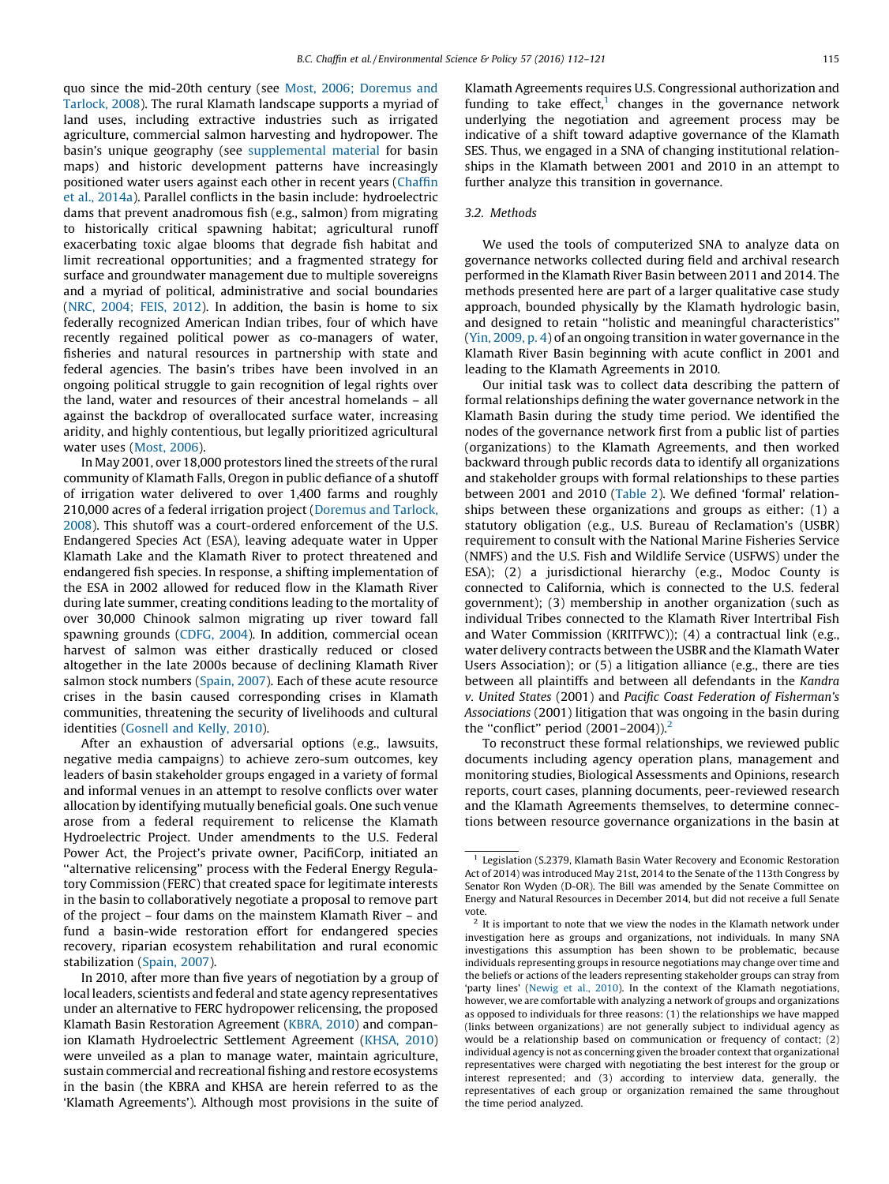quo since the mid-20th century (see Most, 2006; Doremus and Tarlock, 2008). The rural Klamath landscape supports a myriad of land uses, including extractive industries such as irrigated agriculture, commercial salmon harvesting and hydropower. The basin's unique geography (see supplemental material for basin maps) and historic development patterns have increasingly positioned water users against each other in recent years (Chaffin et al., 2014a). Parallel conflicts in the basin include: hydroelectric dams that prevent anadromous fish (e.g., salmon) from migrating to historically critical spawning habitat; agricultural runoff exacerbating toxic algae blooms that degrade fish habitat and limit recreational opportunities; and a fragmented strategy for surface and groundwater management due to multiple sovereigns and a myriad of political, administrative and social boundaries (NRC, 2004; FEIS, 2012). In addition, the basin is home to six federally recognized American Indian tribes, four of which have recently regained political power as co-managers of water, fisheries and natural resources in partnership with state and federal agencies. The basin's tribes have been involved in an ongoing political struggle to gain recognition of legal rights over the land, water and resources of their ancestral homelands – all against the backdrop of overallocated surface water, increasing aridity, and highly contentious, but legally prioritized agricultural water uses (Most, 2006).

In May 2001, over 18,000 protestors lined the streets of the rural community of Klamath Falls, Oregon in public defiance of a shutoff of irrigation water delivered to over 1,400 farms and roughly 210,000 acres of a federal irrigation project (Doremus and Tarlock, 2008). This shutoff was a court-ordered enforcement of the U.S. Endangered Species Act (ESA), leaving adequate water in Upper Klamath Lake and the Klamath River to protect threatened and endangered fish species. In response, a shifting implementation of the ESA in 2002 allowed for reduced flow in the Klamath River during late summer, creating conditions leading to the mortality of over 30,000 Chinook salmon migrating up river toward fall spawning grounds (CDFG, 2004). In addition, commercial ocean harvest of salmon was either drastically reduced or closed altogether in the late 2000s because of declining Klamath River salmon stock numbers (Spain, 2007). Each of these acute resource crises in the basin caused corresponding crises in Klamath communities, threatening the security of livelihoods and cultural identities (Gosnell and Kelly, 2010).

After an exhaustion of adversarial options (e.g., lawsuits, negative media campaigns) to achieve zero-sum outcomes, key leaders of basin stakeholder groups engaged in a variety of formal and informal venues in an attempt to resolve conflicts over water allocation by identifying mutually beneficial goals. One such venue arose from a federal requirement to relicense the Klamath Hydroelectric Project. Under amendments to the U.S. Federal Power Act, the Project's private owner, PacifiCorp, initiated an "alternative relicensing" process with the Federal Energy Regulatory Commission (FERC) that created space for legitimate interests in the basin to collaboratively negotiate a proposal to remove part of the project – four dams on the mainstem Klamath River – and fund a basin-wide restoration effort for endangered species recovery, riparian ecosystem rehabilitation and rural economic stabilization (Spain, 2007).

In 2010, after more than five years of negotiation by a group of local leaders, scientists and federal and state agency representatives under an alternative to FERC hydropower relicensing, the proposed Klamath Basin Restoration Agreement (KBRA, 2010) and companion Klamath Hydroelectric Settlement Agreement (KHSA, 2010) were unveiled as a plan to manage water, maintain agriculture, sustain commercial and recreational fishing and restore ecosystems in the basin (the KBRA and KHSA are herein referred to as the 'Klamath Agreements'). Although most provisions in the suite of Klamath Agreements requires U.S. Congressional authorization and funding to take effect,[1] changes in the governance network underlying the negotiation and agreement process may be indicative of a shift toward adaptive governance of the Klamath SES. Thus, we engaged in a SNA of changing institutional relationships in the Klamath between 2001 and 2010 in an attempt to further analyze this transition in governance.

### 3.2. Methods

We used the tools of computerized SNA to analyze data on governance networks collected during field and archival research performed in the Klamath River Basin between 2011 and 2014. The methods presented here are part of a larger qualitative case study approach, bounded physically by the Klamath hydrologic basin, and designed to retain "holistic and meaningful characteristics" (Yin, 2009, p. 4) of an ongoing transition in water governance in the Klamath River Basin beginning with acute conflict in 2001 and leading to the Klamath Agreements in 2010.

Our initial task was to collect data describing the pattern of formal relationships defining the water governance network in the Klamath Basin during the study time period. We identified the nodes of the governance network first from a public list of parties (organizations) to the Klamath Agreements, and then worked backward through public records data to identify all organizations and stakeholder groups with formal relationships to these parties between 2001 and 2010 (Table 2). We defined 'formal' relationships between these organizations and groups as either: (1) a statutory obligation (e.g., U.S. Bureau of Reclamation's (USBR) requirement to consult with the National Marine Fisheries Service (NMFS) and the U.S. Fish and Wildlife Service (USFWS) under the ESA); (2) a jurisdictional hierarchy (e.g., Modoc County is connected to California, which is connected to the U.S. federal government); (3) membership in another organization (such as individual Tribes connected to the Klamath River Intertribal Fish and Water Commission (KRITFWC)); (4) a contractual link (e.g., water delivery contracts between the USBR and the Klamath Water Users Association); or (5) a litigation alliance (e.g., there are ties between all plaintiffs and between all defendants in the *Kandra v. United States* (2001) and *Pacific Coast Federation of Fisherman's Associations* (2001) litigation that was ongoing in the basin during the "conflict" period (2001–2004)).[2]

To reconstruct these formal relationships, we reviewed public documents including agency operation plans, management and monitoring studies, Biological Assessments and Opinions, research reports, court cases, planning documents, peer-reviewed research and the Klamath Agreements themselves, to determine connections between resource governance organizations in the basin at

[1] Legislation (S.2379, Klamath Basin Water Recovery and Economic Restoration Act of 2014) was introduced May 21st, 2014 to the Senate of the 113th Congress by Senator Ron Wyden (D-OR). The Bill was amended by the Senate Committee on Energy and Natural Resources in December 2014, but did not receive a full Senate vote.

[2] It is important to note that we view the nodes in the Klamath network under investigation here as groups and organizations, not individuals. In many SNA investigations this assumption has been shown to be problematic, because individuals representing groups in resource negotiations may change over time and the beliefs or actions of the leaders representing stakeholder groups can stray from 'party lines' (Newig et al., 2010). In the context of the Klamath negotiations, however, we are comfortable with analyzing a network of groups and organizations as opposed to individuals for three reasons: (1) the relationships we have mapped (links between organizations) are not generally subject to individual agency as would be a relationship based on communication or frequency of contact; (2) individual agency is not as concerning given the broader context that organizational representatives were charged with negotiating the best interest for the group or interest represented; and (3) according to interview data, generally, the representatives of each group or organization remained the same throughout the time period analyzed.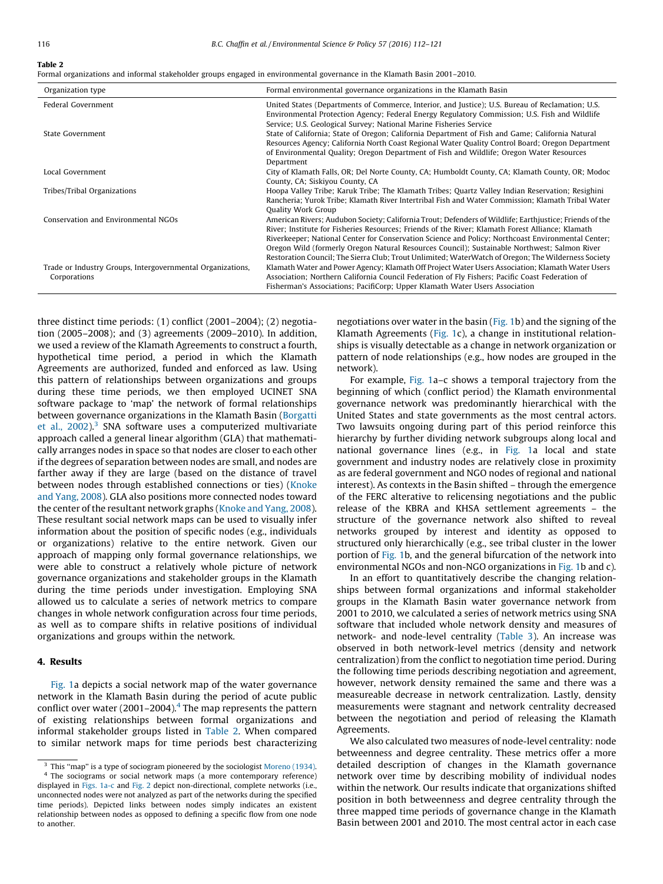**Table 2**
Formal organizations and informal stakeholder groups engaged in environmental governance in the Klamath Basin 2001–2010.

| Organization type | Formal environmental governance organizations in the Klamath Basin |
| --- | --- |
| Federal Government | United States (Departments of Commerce, Interior, and Justice); U.S. Bureau of Reclamation; U.S. Environmental Protection Agency; Federal Energy Regulatory Commission; U.S. Fish and Wildlife Service; U.S. Geological Survey; National Marine Fisheries Service |
| State Government | State of California; State of Oregon; California Department of Fish and Game; California Natural Resources Agency; California North Coast Regional Water Quality Control Board; Oregon Department of Environmental Quality; Oregon Department of Fish and Wildlife; Oregon Water Resources Department |
| Local Government | City of Klamath Falls, OR; Del Norte County, CA; Humboldt County, CA; Klamath County, OR; Modoc County, CA; Siskiyou County, CA |
| Tribes/Tribal Organizations | Hoopa Valley Tribe; Karuk Tribe; The Klamath Tribes; Quartz Valley Indian Reservation; Resighini Rancheria; Yurok Tribe; Klamath River Intertribal Fish and Water Commission; Klamath Tribal Water Quality Work Group |
| Conservation and Environmental NGOs | American Rivers; Audubon Society; California Trout; Defenders of Wildlife; Earthjustice; Friends of the River; Institute for Fisheries Resources; Friends of the River; Klamath Forest Alliance; Klamath Riverkeeper; National Center for Conservation Science and Policy; Northcoast Environmental Center; Oregon Wild (formerly Oregon Natural Resources Council); Sustainable Northwest; Salmon River Restoration Council; The Sierra Club; Trout Unlimited; WaterWatch of Oregon; The Wilderness Society |
| Trade or Industry Groups, Intergovernmental Organizations, Corporations | Klamath Water and Power Agency; Klamath Off Project Water Users Association; Klamath Water Users Association; Northern California Council Federation of Fly Fishers; Pacific Coast Federation of Fisherman's Associations; PacifiCorp; Upper Klamath Water Users Association |

three distinct time periods: (1) conflict (2001–2004); (2) negotiation (2005–2008); and (3) agreements (2009–2010). In addition, we used a review of the Klamath Agreements to construct a fourth, hypothetical time period, a period in which the Klamath Agreements are authorized, funded and enforced as law. Using this pattern of relationships between organizations and groups during these time periods, we then employed UCINET SNA software package to 'map' the network of formal relationships between governance organizations in the Klamath Basin (Borgatti et al., 2002).[3] SNA software uses a computerized multivariate approach called a general linear algorithm (GLA) that mathematically arranges nodes in space so that nodes are closer to each other if the degrees of separation between nodes are small, and nodes are farther away if they are large (based on the distance of travel between nodes through established connections or ties) (Knoke and Yang, 2008). GLA also positions more connected nodes toward the center of the resultant network graphs (Knoke and Yang, 2008). These resultant social network maps can be used to visually infer information about the position of specific nodes (e.g., individuals or organizations) relative to the entire network. Given our approach of mapping only formal governance relationships, we were able to construct a relatively whole picture of network governance organizations and stakeholder groups in the Klamath during the time periods under investigation. Employing SNA allowed us to calculate a series of network metrics to compare changes in whole network configuration across four time periods, as well as to compare shifts in relative positions of individual organizations and groups within the network.

## 4. Results

Fig. 1a depicts a social network map of the water governance network in the Klamath Basin during the period of acute public conflict over water (2001–2004).[4] The map represents the pattern of existing relationships between formal organizations and informal stakeholder groups listed in Table 2. When compared to similar network maps for time periods best characterizing negotiations over water in the basin (Fig. 1b) and the signing of the Klamath Agreements (Fig. 1c), a change in institutional relationships is visually detectable as a change in network organization or pattern of node relationships (e.g., how nodes are grouped in the network).

For example, Fig. 1a–c shows a temporal trajectory from the beginning of which (conflict period) the Klamath environmental governance network was predominantly hierarchical with the United States and state governments as the most central actors. Two lawsuits ongoing during part of this period reinforce this hierarchy by further dividing network subgroups along local and national governance lines (e.g., in Fig. 1a local and state government and industry nodes are relatively close in proximity as are federal government and NGO nodes of regional and national interest). As contexts in the Basin shifted – through the emergence of the FERC alterative to relicensing negotiations and the public release of the KBRA and KHSA settlement agreements – the structure of the governance network also shifted to reveal networks grouped by interest and identity as opposed to structured only hierarchically (e.g., see tribal cluster in the lower portion of Fig. 1b, and the general bifurcation of the network into environmental NGOs and non-NGO organizations in Fig. 1b and c).

In an effort to quantitatively describe the changing relationships between formal organizations and informal stakeholder groups in the Klamath Basin water governance network from 2001 to 2010, we calculated a series of network metrics using SNA software that included whole network density and measures of network- and node-level centrality (Table 3). An increase was observed in both network-level metrics (density and network centralization) from the conflict to negotiation time period. During the following time periods describing negotiation and agreement, however, network density remained the same and there was a measureable decrease in network centralization. Lastly, density measurements were stagnant and network centrality decreased between the negotiation and period of releasing the Klamath Agreements.

We also calculated two measures of node-level centrality: node betweenness and degree centrality. These metrics offer a more detailed description of changes in the Klamath governance network over time by describing mobility of individual nodes within the network. Our results indicate that organizations shifted position in both betweenness and degree centrality through the three mapped time periods of governance change in the Klamath Basin between 2001 and 2010. The most central actor in each case

[3] This "map" is a type of sociogram pioneered by the sociologist Moreno (1934).

[4] The sociograms or social network maps (a more contemporary reference) displayed in Figs. 1a-c and Fig. 2 depict non-directional, complete networks (i.e., unconnected nodes were not analyzed as part of the networks during the specified time periods). Depicted links between nodes simply indicates an existent relationship between nodes as opposed to defining a specific flow from one node to another.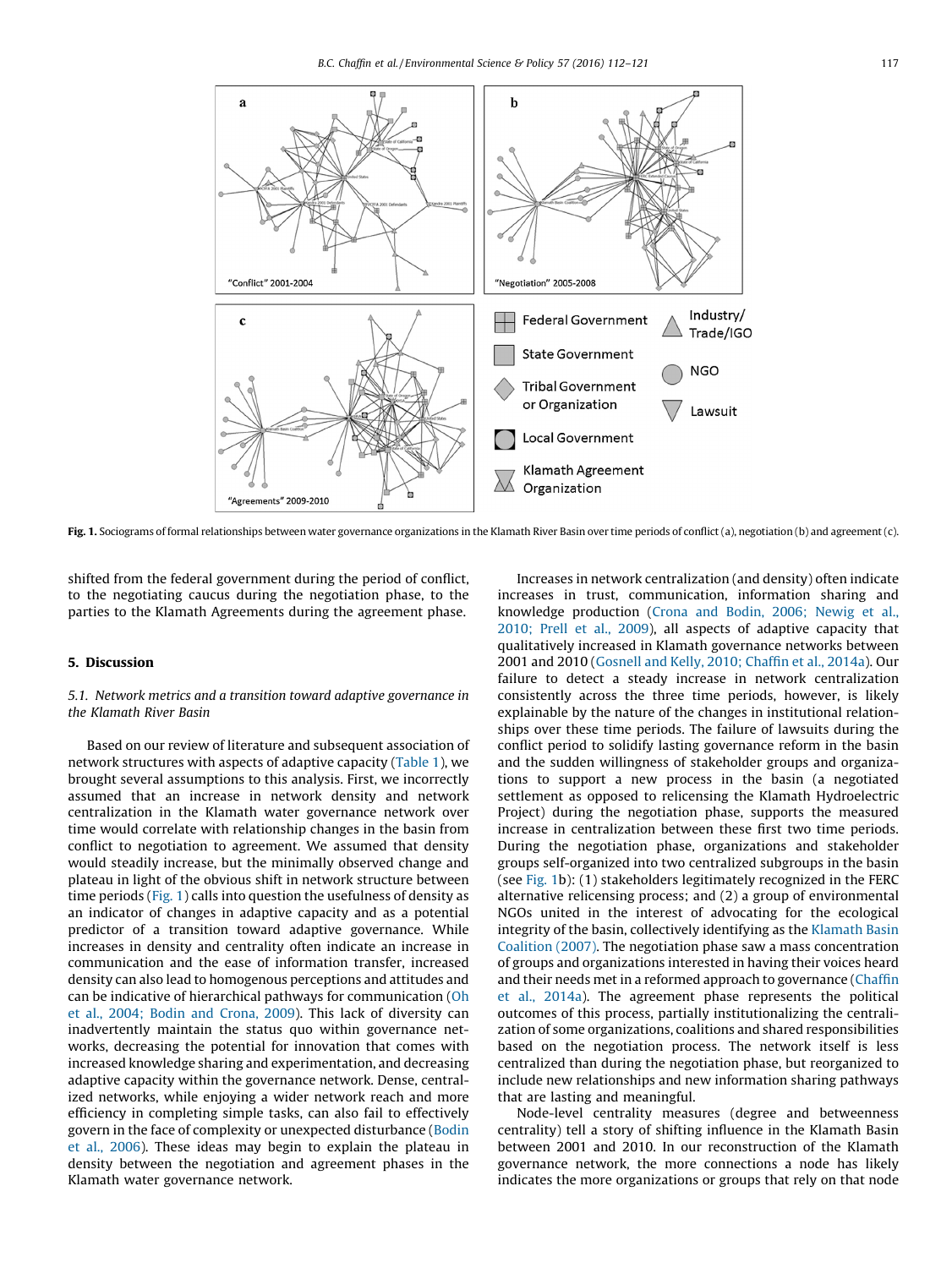Fig. 1. Sociograms of formal relationships between water governance organizations in the Klamath River Basin over time periods of conflict (a), negotiation (b) and agreement (c).

shifted from the federal government during the period of conflict, to the negotiating caucus during the negotiation phase, to the parties to the Klamath Agreements during the agreement phase.

## 5. Discussion

### *5.1. Network metrics and a transition toward adaptive governance in the Klamath River Basin*

Based on our review of literature and subsequent association of network structures with aspects of adaptive capacity (Table 1), we brought several assumptions to this analysis. First, we incorrectly assumed that an increase in network density and network centralization in the Klamath water governance network over time would correlate with relationship changes in the basin from conflict to negotiation to agreement. We assumed that density would steadily increase, but the minimally observed change and plateau in light of the obvious shift in network structure between time periods (Fig. 1) calls into question the usefulness of density as an indicator of changes in adaptive capacity and as a potential predictor of a transition toward adaptive governance. While increases in density and centrality often indicate an increase in communication and the ease of information transfer, increased density can also lead to homogenous perceptions and attitudes and can be indicative of hierarchical pathways for communication (Oh et al., 2004; Bodin and Crona, 2009). This lack of diversity can inadvertently maintain the status quo within governance networks, decreasing the potential for innovation that comes with increased knowledge sharing and experimentation, and decreasing adaptive capacity within the governance network. Dense, centralized networks, while enjoying a wider network reach and more efficiency in completing simple tasks, can also fail to effectively govern in the face of complexity or unexpected disturbance (Bodin et al., 2006). These ideas may begin to explain the plateau in density between the negotiation and agreement phases in the Klamath water governance network.

Increases in network centralization (and density) often indicate increases in trust, communication, information sharing and knowledge production (Crona and Bodin, 2006; Newig et al., 2010; Prell et al., 2009), all aspects of adaptive capacity that qualitatively increased in Klamath governance networks between 2001 and 2010 (Gosnell and Kelly, 2010; Chaffin et al., 2014a). Our failure to detect a steady increase in network centralization consistently across the three time periods, however, is likely explainable by the nature of the changes in institutional relationships over these time periods. The failure of lawsuits during the conflict period to solidify lasting governance reform in the basin and the sudden willingness of stakeholder groups and organizations to support a new process in the basin (a negotiated settlement as opposed to relicensing the Klamath Hydroelectric Project) during the negotiation phase, supports the measured increase in centralization between these first two time periods. During the negotiation phase, organizations and stakeholder groups self-organized into two centralized subgroups in the basin (see Fig. 1b): (1) stakeholders legitimately recognized in the FERC alternative relicensing process; and (2) a group of environmental NGOs united in the interest of advocating for the ecological integrity of the basin, collectively identifying as the Klamath Basin Coalition (2007). The negotiation phase saw a mass concentration of groups and organizations interested in having their voices heard and their needs met in a reformed approach to governance (Chaffin et al., 2014a). The agreement phase represents the political outcomes of this process, partially institutionalizing the centralization of some organizations, coalitions and shared responsibilities based on the negotiation process. The network itself is less centralized than during the negotiation phase, but reorganized to include new relationships and new information sharing pathways that are lasting and meaningful.

Node-level centrality measures (degree and betweenness centrality) tell a story of shifting influence in the Klamath Basin between 2001 and 2010. In our reconstruction of the Klamath governance network, the more connections a node has likely indicates the more organizations or groups that rely on that node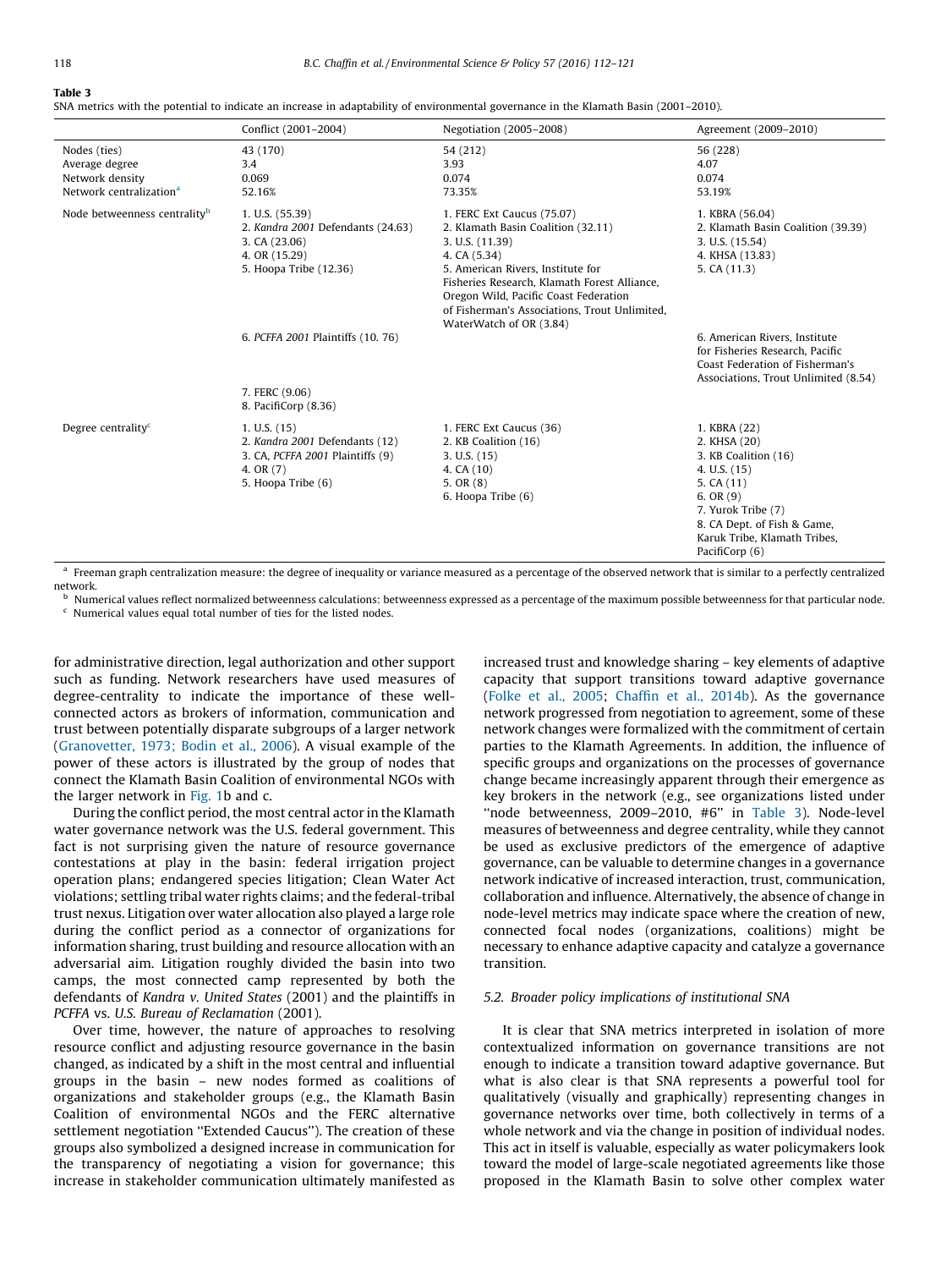**Table 3**
SNA metrics with the potential to indicate an increase in adaptability of environmental governance in the Klamath Basin (2001–2010).

| | Conflict (2001–2004) | Negotiation (2005–2008) | Agreement (2009–2010) |
|---|---|---|---|
| Nodes (ties) | 43 (170) | 54 (212) | 56 (228) |
| Average degree | 3.4 | 3.93 | 4.07 |
| Network density | 0.069 | 0.074 | 0.074 |
| Network centralization[a] | 52.16% | 73.35% | 53.19% |
| Node betweenness centrality[b] | 1. U.S. (55.39)<br>2. *Kandra 2001* Defendants (24.63)<br>3. CA (23.06)<br>4. OR (15.29)<br>5. Hoopa Tribe (12.36)<br>6. *PCFFA 2001* Plaintiffs (10. 76)<br>7. FERC (9.06)<br>8. PacifiCorp (8.36) | 1. FERC Ext Caucus (75.07)<br>2. Klamath Basin Coalition (32.11)<br>3. U.S. (11.39)<br>4. CA (5.34)<br>5. American Rivers, Institute for Fisheries Research, Klamath Forest Alliance, Oregon Wild, Pacific Coast Federation of Fisherman's Associations, Trout Unlimited, WaterWatch of OR (3.84) | 1. KBRA (56.04)<br>2. Klamath Basin Coalition (39.39)<br>3. U.S. (15.54)<br>4. KHSA (13.83)<br>5. CA (11.3)<br>6. American Rivers, Institute for Fisheries Research, Pacific Coast Federation of Fisherman's Associations, Trout Unlimited (8.54) |
| Degree centrality[c] | 1. U.S. (15)<br>2. *Kandra 2001* Defendants (12)<br>3. CA, *PCFFA 2001* Plaintiffs (9)<br>4. OR (7)<br>5. Hoopa Tribe (6) | 1. FERC Ext Caucus (36)<br>2. KB Coalition (16)<br>3. U.S. (15)<br>4. CA (10)<br>5. OR (8)<br>6. Hoopa Tribe (6) | 1. KBRA (22)<br>2. KHSA (20)<br>3. KB Coalition (16)<br>4. U.S. (15)<br>5. CA (11)<br>6. OR (9)<br>7. Yurok Tribe (7)<br>8. CA Dept. of Fish & Game, Karuk Tribe, Klamath Tribes, PacifiCorp (6) |

[a] Freeman graph centralization measure: the degree of inequality or variance measured as a percentage of the observed network that is similar to a perfectly centralized network.
[b] Numerical values reflect normalized betweenness calculations: betweenness expressed as a percentage of the maximum possible betweenness for that particular node.
[c] Numerical values equal total number of ties for the listed nodes.

for administrative direction, legal authorization and other support such as funding. Network researchers have used measures of degree-centrality to indicate the importance of these well-connected actors as brokers of information, communication and trust between potentially disparate subgroups of a larger network (Granovetter, 1973; Bodin et al., 2006). A visual example of the power of these actors is illustrated by the group of nodes that connect the Klamath Basin Coalition of environmental NGOs with the larger network in Fig. 1b and c.

During the conflict period, the most central actor in the Klamath water governance network was the U.S. federal government. This fact is not surprising given the nature of resource governance contestations at play in the basin: federal irrigation project operation plans; endangered species litigation; Clean Water Act violations; settling tribal water rights claims; and the federal-tribal trust nexus. Litigation over water allocation also played a large role during the conflict period as a connector of organizations for information sharing, trust building and resource allocation with an adversarial aim. Litigation roughly divided the basin into two camps, the most connected camp represented by both the defendants of *Kandra v. United States* (2001) and the plaintiffs in *PCFFA* vs. *U.S. Bureau of Reclamation* (2001).

Over time, however, the nature of approaches to resolving resource conflict and adjusting resource governance in the basin changed, as indicated by a shift in the most central and influential groups in the basin – new nodes formed as coalitions of organizations and stakeholder groups (e.g., the Klamath Basin Coalition of environmental NGOs and the FERC alternative settlement negotiation "Extended Caucus"). The creation of these groups also symbolized a designed increase in communication for the transparency of negotiating a vision for governance; this increase in stakeholder communication ultimately manifested as increased trust and knowledge sharing – key elements of adaptive capacity that support transitions toward adaptive governance (Folke et al., 2005; Chaffin et al., 2014b). As the governance network progressed from negotiation to agreement, some of these network changes were formalized with the commitment of certain parties to the Klamath Agreements. In addition, the influence of specific groups and organizations on the processes of governance change became increasingly apparent through their emergence as key brokers in the network (e.g., see organizations listed under "node betweenness, 2009–2010, #6" in Table 3). Node-level measures of betweenness and degree centrality, while they cannot be used as exclusive predictors of the emergence of adaptive governance, can be valuable to determine changes in a governance network indicative of increased interaction, trust, communication, collaboration and influence. Alternatively, the absence of change in node-level metrics may indicate space where the creation of new, connected focal nodes (organizations, coalitions) might be necessary to enhance adaptive capacity and catalyze a governance transition.

### 5.2. Broader policy implications of institutional SNA

It is clear that SNA metrics interpreted in isolation of more contextualized information on governance transitions are not enough to indicate a transition toward adaptive governance. But what is also clear is that SNA represents a powerful tool for qualitatively (visually and graphically) representing changes in governance networks over time, both collectively in terms of a whole network and via the change in position of individual nodes. This act in itself is valuable, especially as water policymakers look toward the model of large-scale negotiated agreements like those proposed in the Klamath Basin to solve other complex water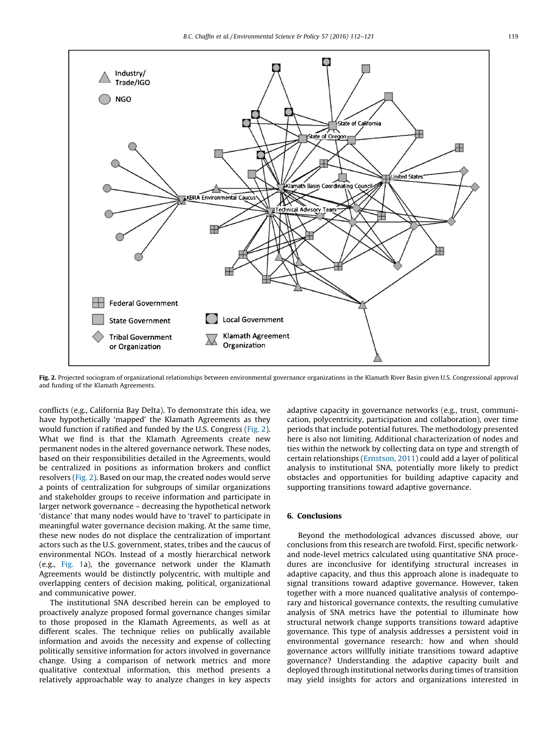Fig. 2. Projected sociogram of organizational relationships between environmental governance organizations in the Klamath River Basin given U.S. Congressional approval and funding of the Klamath Agreements.

conflicts (e.g., California Bay Delta). To demonstrate this idea, we have hypothetically 'mapped' the Klamath Agreements as they would function if ratified and funded by the U.S. Congress (Fig. 2). What we find is that the Klamath Agreements create new permanent nodes in the altered governance network. These nodes, based on their responsibilities detailed in the Agreements, would be centralized in positions as information brokers and conflict resolvers (Fig. 2). Based on our map, the created nodes would serve a points of centralization for subgroups of similar organizations and stakeholder groups to receive information and participate in larger network governance – decreasing the hypothetical network 'distance' that many nodes would have to 'travel' to participate in meaningful water governance decision making. At the same time, these new nodes do not displace the centralization of important actors such as the U.S. government, states, tribes and the caucus of environmental NGOs. Instead of a mostly hierarchical network (e.g., Fig. 1a), the governance network under the Klamath Agreements would be distinctly polycentric, with multiple and overlapping centers of decision making, political, organizational and communicative power.

The institutional SNA described herein can be employed to proactively analyze proposed formal governance changes similar to those proposed in the Klamath Agreements, as well as at different scales. The technique relies on publically available information and avoids the necessity and expense of collecting politically sensitive information for actors involved in governance change. Using a comparison of network metrics and more qualitative contextual information, this method presents a relatively approachable way to analyze changes in key aspects adaptive capacity in governance networks (e.g., trust, communication, polycentricity, participation and collaboration), over time periods that include potential futures. The methodology presented here is also not limiting. Additional characterization of nodes and ties within the network by collecting data on type and strength of certain relationships (Ernstson, 2011) could add a layer of political analysis to institutional SNA, potentially more likely to predict obstacles and opportunities for building adaptive capacity and supporting transitions toward adaptive governance.

## 6. Conclusions

Beyond the methodological advances discussed above, our conclusions from this research are twofold. First, specific network- and node-level metrics calculated using quantitative SNA procedures are inconclusive for identifying structural increases in adaptive capacity, and thus this approach alone is inadequate to signal transitions toward adaptive governance. However, taken together with a more nuanced qualitative analysis of contemporary and historical governance contexts, the resulting cumulative analysis of SNA metrics have the potential to illuminate how structural network change supports transitions toward adaptive governance. This type of analysis addresses a persistent void in environmental governance research: how and when should governance actors willfully initiate transitions toward adaptive governance? Understanding the adaptive capacity built and deployed through institutional networks during times of transition may yield insights for actors and organizations interested in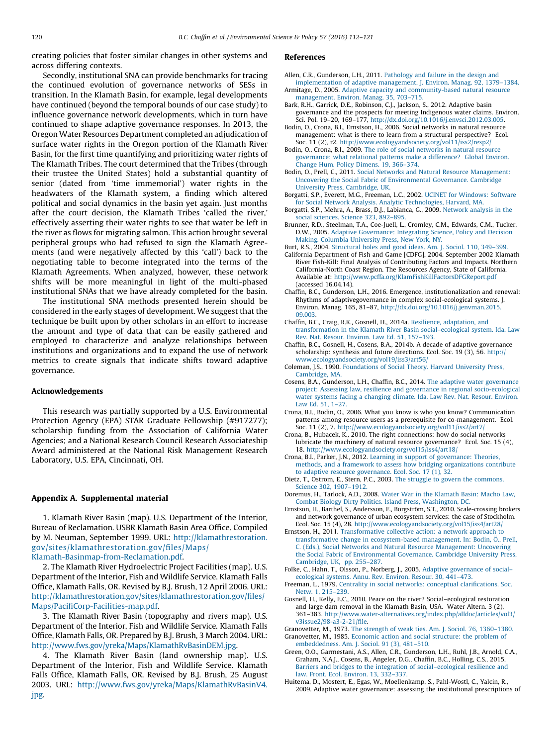creating policies that foster similar changes in other systems and across differing contexts.

Secondly, institutional SNA can provide benchmarks for tracing the continued evolution of governance networks of SESs in transition. In the Klamath Basin, for example, legal developments have continued (beyond the temporal bounds of our case study) to influence governance network developments, which in turn have continued to shape adaptive governance responses. In 2013, the Oregon Water Resources Department completed an adjudication of surface water rights in the Oregon portion of the Klamath River Basin, for the first time quantifying and prioritizing water rights of The Klamath Tribes. The court determined that the Tribes (through their trustee the United States) hold a substantial quantity of senior (dated from 'time immemorial') water rights in the headwaters of the Klamath system, a finding which altered political and social dynamics in the basin yet again. Just months after the court decision, the Klamath Tribes 'called the river,' effectively asserting their water rights to see that water be left in the river as flows for migrating salmon. This action brought several peripheral groups who had refused to sign the Klamath Agreements (and were negatively affected by this 'call') back to the negotiating table to become integrated into the terms of the Klamath Agreements. When analyzed, however, these network shifts will be more meaningful in light of the multi-phased institutional SNAs that we have already completed for the basin.

The institutional SNA methods presented herein should be considered in the early stages of development. We suggest that the technique be built upon by other scholars in an effort to increase the amount and type of data that can be easily gathered and employed to characterize and analyze relationships between institutions and organizations and to expand the use of network metrics to create signals that indicate shifts toward adaptive governance.

## Acknowledgements

This research was partially supported by a U.S. Environmental Protection Agency (EPA) STAR Graduate Fellowship (#917277); scholarship funding from the Association of California Water Agencies; and a National Research Council Research Associateship Award administered at the National Risk Management Research Laboratory, U.S. EPA, Cincinnati, OH.

## Appendix A. Supplemental material

1. Klamath River Basin (map). U.S. Department of the Interior, Bureau of Reclamation. USBR Klamath Basin Area Office. Compiled by M. Neuman, September 1999. URL: http://klamathrestoration.gov/sites/klamathrestoration.gov/files/Maps/Klamath-Basinmap-from-Reclamation.pdf.

2. The Klamath River Hydroelectric Project Facilities (map). U.S. Department of the Interior, Fish and Wildlife Service. Klamath Falls Office, Klamath Falls, OR. Revised by B.J. Brush, 12 April 2006. URL: http://klamathrestoration.gov/sites/klamathrestoration.gov/files/Maps/PacifiCorp-Facilities-map.pdf.

3. The Klamath River Basin (topography and rivers map). U.S. Department of the Interior, Fish and Wildlife Service. Klamath Falls Office, Klamath Falls, OR. Prepared by B.J. Brush, 3 March 2004. URL: http://www.fws.gov/yreka/Maps/KlamathRvBasinDEM.jpg.

4. The Klamath River Basin (land ownership map). U.S. Department of the Interior, Fish and Wildlife Service. Klamath Falls Office, Klamath Falls, OR. Revised by B.J. Brush, 25 August 2003. URL: http://www.fws.gov/yreka/Maps/KlamathRvBasinV4.jpg.

## References

Allen, C.R., Gunderson, L.H., 2011. Pathology and failure in the design and implementation of adaptive management. J. Environ. Manag. 92, 1379–1384.

Armitage, D., 2005. Adaptive capacity and community-based natural resource management. Environ. Manag. 35, 703–715.

Bark, R.H., Garrick, D.E., Robinson, C.J., Jackson, S., 2012. Adaptive basin governance and the prospects for meeting Indigenous water claims. Environ. Sci. Pol. 19–20, 169–177, http://dx.doi.org/10.1016/j.envsci.2012.03.005.

Bodin, O., Crona, B.I., Ernstson, H., 2006. Social networks in natural resource management: what is there to learn from a structural perspective? Ecol. Soc. 11 (2), r2. http://www.ecologyandsociety.org/vol11/iss2/resp2/

Bodin, O., Crona, B.I., 2009. The role of social networks in natural resource governance: what relational patterns make a difference? Global Environ. Change Hum. Policy Dimens. 19, 366–374.

Bodin, O., Prell, C., 2011. Social Networks and Natural Resource Management: Uncovering the Social Fabric of Environmental Governance. Cambridge University Press, Cambridge, UK.

Borgatti, S.P., Everett, M.G., Freeman, L.C., 2002. UCINET for Windows: Software for Social Network Analysis. Analytic Technologies, Harvard, MA.

Borgatti, S.P., Mehra, A., Brass, D.J., Labianca, G., 2009. Network analysis in the social sciences. Science 323, 892–895.

Brunner, R.D., Steelman, T.A., Coe-Juell, L., Cromley, C.M., Edwards, C.M., Tucker, D.W., 2005. Adaptive Governance: Integrating Science, Policy and Decision Making. Columbia University Press, New York, NY.

Burt, R.S., 2004. Structural holes and good ideas. Am. J. Sociol. 110, 349–399.

California Department of Fish and Game [CDFG], 2004. September 2002 Klamath River Fish-Kill: Final Analysis of Contributing Factors and Impacts. Northern California-North Coast Region. The Resources Agency, State of California. Available at: http://www.pcffa.org/KlamFishKillFactorsDFGReport.pdf (accessed 16.04.14).

Chaffin, B.C., Gunderson, L.H., 2016. Emergence, institutionalization and renewal: Rhythms of adaptivegovernance in complex social-ecological systems. J. Environ. Manag. 165, 81–87, http://dx.doi.org/10.1016/j.jenvman.2015.09.003.

Chaffin, B.C., Craig, R.K., Gosnell, H., 2014a. Resilience, adaptation, and transformation in the Klamath River Basin social–ecological system. Ida. Law Rev. Nat. Resour. Environ. Law Ed. 51, 157–193.

Chaffin, B.C., Gosnell, H., Cosens, B.A., 2014b. A decade of adaptive governance scholarship: synthesis and future directions. Ecol. Soc. 19 (3), 56. http://www.ecologyandsociety.org/vol19/iss3/art56/

Coleman, J.S., 1990. Foundations of Social Theory. Harvard University Press, Cambridge, MA.

Cosens, B.A., Gunderson, L.H., Chaffin, B.C., 2014. The adaptive water governance project: Assessing law, resilience and governance in regional socio-ecological water systems facing a changing climate. Ida. Law Rev. Nat. Resour. Environ. Law Ed. 51, 1–27.

Crona, B.I., Bodin, O., 2006. What you know is who you know? Communication patterns among resource users as a prerequisite for co-management. Ecol. Soc. 11 (2), 7. http://www.ecologyandsociety.org/vol11/iss2/art7/

Crona, B., Hubacek, K., 2010. The right connections: how do social networks lubricate the machinery of natural resource governance? Ecol. Soc. 15 (4), 18. http://www.ecologyandsociety.org/vol15/iss4/art18/

Crona, B.I., Parker, J.N., 2012. Learning in support of governance: Theories, methods, and a framework to assess how bridging organizations contribute to adaptive resource governance. Ecol. Soc. 17 (1), 32.

Dietz, T., Ostrom, E., Stern, P.C., 2003. The struggle to govern the commons. Science 302, 1907–1912.

Doremus, H., Tarlock, A.D., 2008. Water War in the Klamath Basin: Macho Law, Combat Biology Dirty Politics. Island Press, Washington, DC.

Ernstson, H., Barthel, S., Andersson, E., Borgström, S.T., 2010. Scale-crossing brokers and network governance of urban ecosystem services: the case of Stockholm. Ecol. Soc. 15 (4), 28. http://www.ecologyandsociety.org/vol15/iss4/art28/

Ernstson, H., 2011. Transformative collective action: a network approach to transformative change in ecosystem-based management. In: Bodin, Ö., Prell, C. (Eds.), Social Networks and Natural Resource Management: Uncovering the Social Fabric of Environmental Governance. Cambridge University Press, Cambridge, UK, pp. 255–287.

Folke, C., Hahn, T., Olsson, P., Norberg, J., 2005. Adaptive governance of social–ecological systems. Annu. Rev. Environ. Resour. 30, 441–473.

Freeman, L., 1979. Centrality in social networks: conceptual clarifications. Soc. Netw. 1, 215–239.

Gosnell, H., Kelly, E.C., 2010. Peace on the river? Social–ecological restoration and large dam removal in the Klamath Basin, USA. Water Altern. 3 (2), 361–383. http://www.water-alternatives.org/index.php/alldoc/articles/vol3/v3issue2/98-a3-2-21/file.

Granovetter, M., 1973. The strength of weak ties. Am. J. Sociol. 76, 1360–1380.

Granovetter, M., 1985. Economic action and social structure: the problem of embeddedness. Am. J. Sociol. 91 (3), 481–510.

Green, O.O., Garmestani, A.S., Allen, C.R., Gunderson, L.H., Ruhl, J.B., Arnold, C.A., Graham, N.A.J., Cosens, B., Angeler, D.G., Chaffin, B.C., Holling, C.S., 2015. Barriers and bridges to the integration of social–ecological resilience and law. Front. Ecol. Environ. 13, 332–337.

Huitema, D., Mostert, E., Egas, W., Moellenkamp, S., Pahl-Wostl, C., Yalcin, R., 2009. Adaptive water governance: assessing the institutional prescriptions of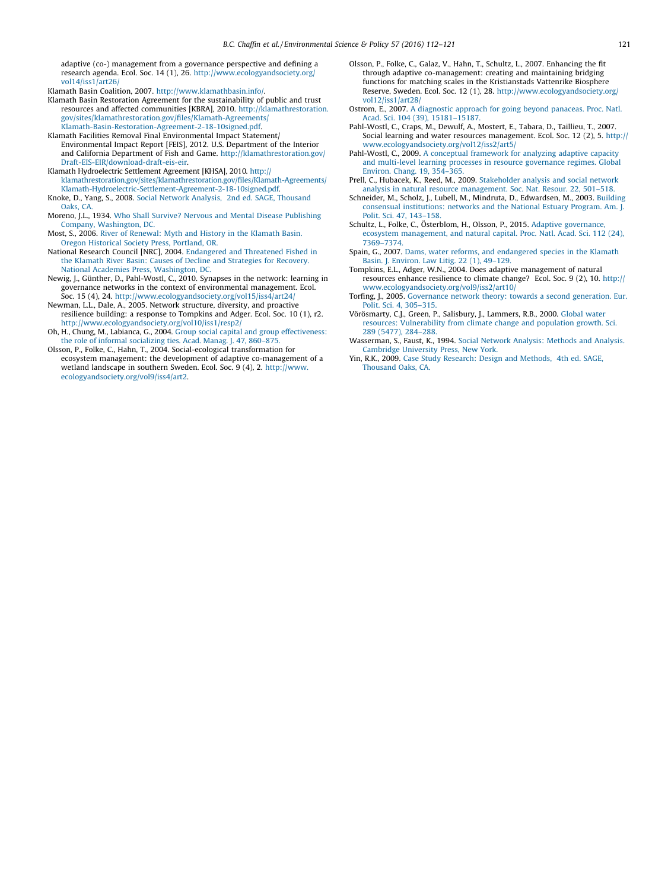adaptive (co-) management from a governance perspective and defining a research agenda. Ecol. Soc. 14 (1), 26. http://www.ecologyandsociety.org/vol14/iss1/art26/

Klamath Basin Coalition, 2007. http://www.klamathbasin.info/.

Klamath Basin Restoration Agreement for the sustainability of public and trust resources and affected communities [KBRA], 2010. http://klamathrestoration.gov/sites/klamathrestoration.gov/files/Klamath-Agreements/Klamath-Basin-Restoration-Agreement-2-18-10signed.pdf.

Klamath Facilities Removal Final Environmental Impact Statement/Environmental Impact Report [FEIS], 2012. U.S. Department of the Interior and California Department of Fish and Game. http://klamathrestoration.gov/Draft-EIS-EIR/download-draft-eis-eir.

Klamath Hydroelectric Settlement Agreement [KHSA], 2010. http://klamathrestoration.gov/sites/klamathrestoration.gov/files/Klamath-Agreements/Klamath-Hydroelectric-Settlement-Agreement-2-18-10signed.pdf.

Knoke, D., Yang, S., 2008. Social Network Analysis, 2nd ed. SAGE, Thousand Oaks, CA.

Moreno, J.L., 1934. Who Shall Survive? Nervous and Mental Disease Publishing Company, Washington, DC.

Most, S., 2006. River of Renewal: Myth and History in the Klamath Basin. Oregon Historical Society Press, Portland, OR.

National Research Council [NRC], 2004. Endangered and Threatened Fished in the Klamath River Basin: Causes of Decline and Strategies for Recovery. National Academies Press, Washington, DC.

Newig, J., Günther, D., Pahl-Wostl, C., 2010. Synapses in the network: learning in governance networks in the context of environmental management. Ecol. Soc. 15 (4), 24. http://www.ecologyandsociety.org/vol15/iss4/art24/

Newman, L.L., Dale, A., 2005. Network structure, diversity, and proactive resilience building: a response to Tompkins and Adger. Ecol. Soc. 10 (1), r2. http://www.ecologyandsociety.org/vol10/iss1/resp2/

Oh, H., Chung, M., Labianca, G., 2004. Group social capital and group effectiveness: the role of informal socializing ties. Acad. Manag. J. 47, 860–875.

Olsson, P., Folke, C., Hahn, T., 2004. Social-ecological transformation for ecosystem management: the development of adaptive co-management of a wetland landscape in southern Sweden. Ecol. Soc. 9 (4), 2. http://www.ecologyandsociety.org/vol9/iss4/art2.

Olsson, P., Folke, C., Galaz, V., Hahn, T., Schultz, L., 2007. Enhancing the fit through adaptive co-management: creating and maintaining bridging functions for matching scales in the Kristianstads Vattenrike Biosphere Reserve, Sweden. Ecol. Soc. 12 (1), 28. http://www.ecologyandsociety.org/vol12/iss1/art28/

Ostrom, E., 2007. A diagnostic approach for going beyond panaceas. Proc. Natl. Acad. Sci. 104 (39), 15181–15187.

Pahl-Wostl, C., Craps, M., Dewulf, A., Mostert, E., Tabara, D., Taillieu, T., 2007. Social learning and water resources management. Ecol. Soc. 12 (2), 5. http://www.ecologyandsociety.org/vol12/iss2/art5/

Pahl-Wostl, C., 2009. A conceptual framework for analyzing adaptive capacity and multi-level learning processes in resource governance regimes. Global Environ. Chang. 19, 354–365.

Prell, C., Hubacek, K., Reed, M., 2009. Stakeholder analysis and social network analysis in natural resource management. Soc. Nat. Resour. 22, 501–518.

Schneider, M., Scholz, J., Lubell, M., Mindruta, D., Edwardsen, M., 2003. Building consensual institutions: networks and the National Estuary Program. Am. J. Polit. Sci. 47, 143–158.

Schultz, L., Folke, C., Österblom, H., Olsson, P., 2015. Adaptive governance, ecosystem management, and natural capital. Proc. Natl. Acad. Sci. 112 (24), 7369–7374.

Spain, G., 2007. Dams, water reforms, and endangered species in the Klamath Basin. J. Environ. Law Litig. 22 (1), 49–129.

Tompkins, E.L., Adger, W.N., 2004. Does adaptive management of natural resources enhance resilience to climate change? Ecol. Soc. 9 (2), 10. http://www.ecologyandsociety.org/vol9/iss2/art10/

Torfing, J., 2005. Governance network theory: towards a second generation. Eur. Polit. Sci. 4, 305–315.

Vörösmarty, C.J., Green, P., Salisbury, J., Lammers, R.B., 2000. Global water resources: Vulnerability from climate change and population growth. Sci. 289 (5477), 284–288.

Wasserman, S., Faust, K., 1994. Social Network Analysis: Methods and Analysis. Cambridge University Press, New York.

Yin, R.K., 2009. Case Study Research: Design and Methods, 4th ed. SAGE, Thousand Oaks, CA.